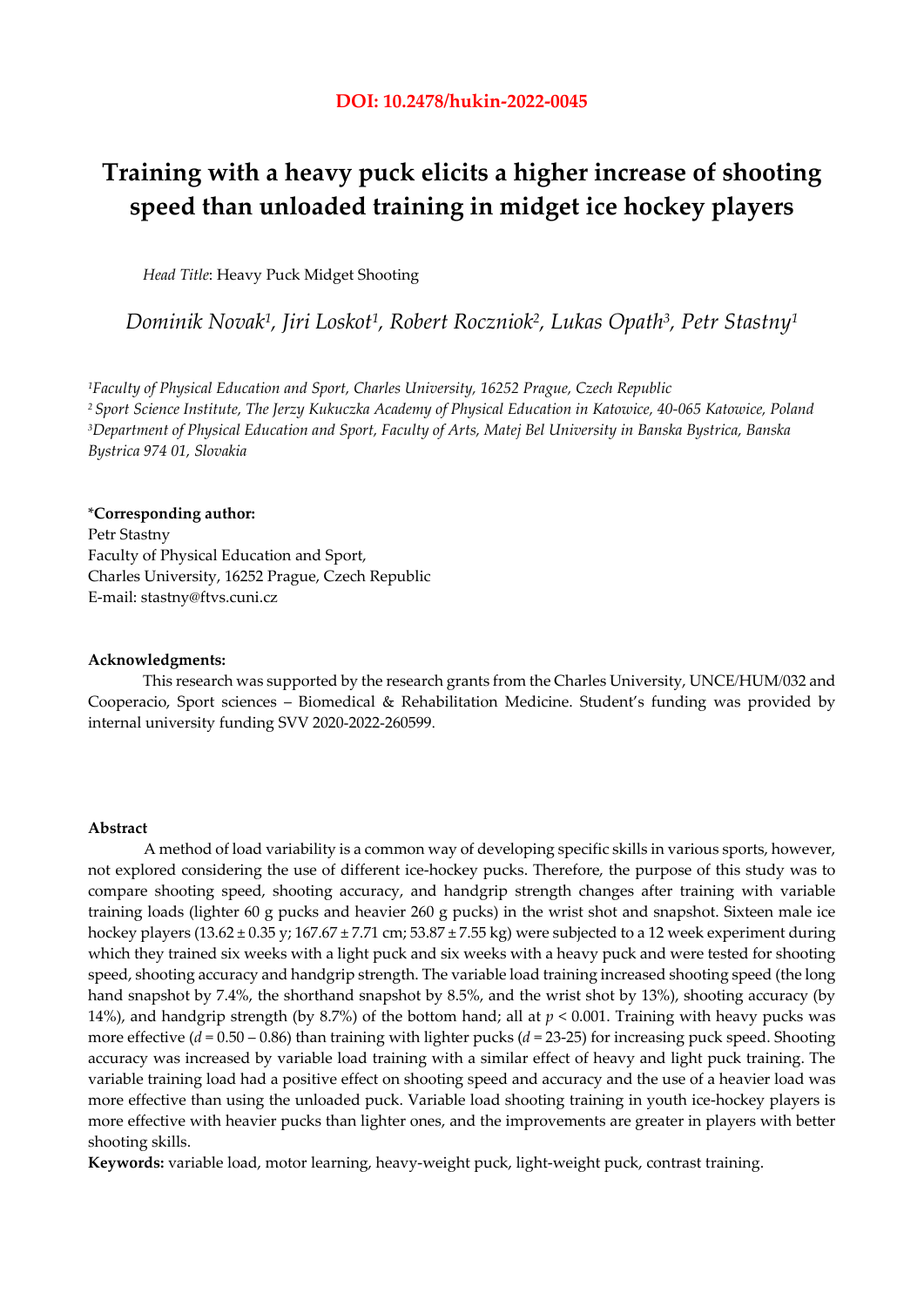**DOI: 10.2478/hukin-2022-0045**

# Training with a heavy puck elicits a higher increase of shooting speed than unloaded training in midget ice hockey players

*Head Title*: Heavy Puck Midget Shooting

*Dominik Novak[1], Jiri Loskot[1], Robert Roczniok[2], Lukas Opath[3], Petr Stastny[1]*

[1] *Faculty of Physical Education and Sport, Charles University, 16252 Prague, Czech Republic*
[2] *Sport Science Institute, The Jerzy Kukuczka Academy of Physical Education in Katowice, 40-065 Katowice, Poland*
[3] *Department of Physical Education and Sport, Faculty of Arts, Matej Bel University in Banska Bystrica, Banska Bystrica 974 01, Slovakia*

**\*Corresponding author:**
Petr Stastny
Faculty of Physical Education and Sport,
Charles University, 16252 Prague, Czech Republic
E-mail: stastny@ftvs.cuni.cz

**Acknowledgments:**

This research was supported by the research grants from the Charles University, UNCE/HUM/032 and Cooperacio, Sport sciences – Biomedical & Rehabilitation Medicine. Student's funding was provided by internal university funding SVV 2020-2022-260599.

**Abstract**

A method of load variability is a common way of developing specific skills in various sports, however, not explored considering the use of different ice-hockey pucks. Therefore, the purpose of this study was to compare shooting speed, shooting accuracy, and handgrip strength changes after training with variable training loads (lighter 60 g pucks and heavier 260 g pucks) in the wrist shot and snapshot. Sixteen male ice hockey players (13.62 ± 0.35 y; 167.67 ± 7.71 cm; 53.87 ± 7.55 kg) were subjected to a 12 week experiment during which they trained six weeks with a light puck and six weeks with a heavy puck and were tested for shooting speed, shooting accuracy and handgrip strength. The variable load training increased shooting speed (the long hand snapshot by 7.4%, the shorthand snapshot by 8.5%, and the wrist shot by 13%), shooting accuracy (by 14%), and handgrip strength (by 8.7%) of the bottom hand; all at $p < 0.001$. Training with heavy pucks was more effective ($d = 0.50 – 0.86$) than training with lighter pucks ($d = 23\text{-}25$) for increasing puck speed. Shooting accuracy was increased by variable load training with a similar effect of heavy and light puck training. The variable training load had a positive effect on shooting speed and accuracy and the use of a heavier load was more effective than using the unloaded puck. Variable load shooting training in youth ice-hockey players is more effective with heavier pucks than lighter ones, and the improvements are greater in players with better shooting skills.

**Keywords:** variable load, motor learning, heavy-weight puck, light-weight puck, contrast training.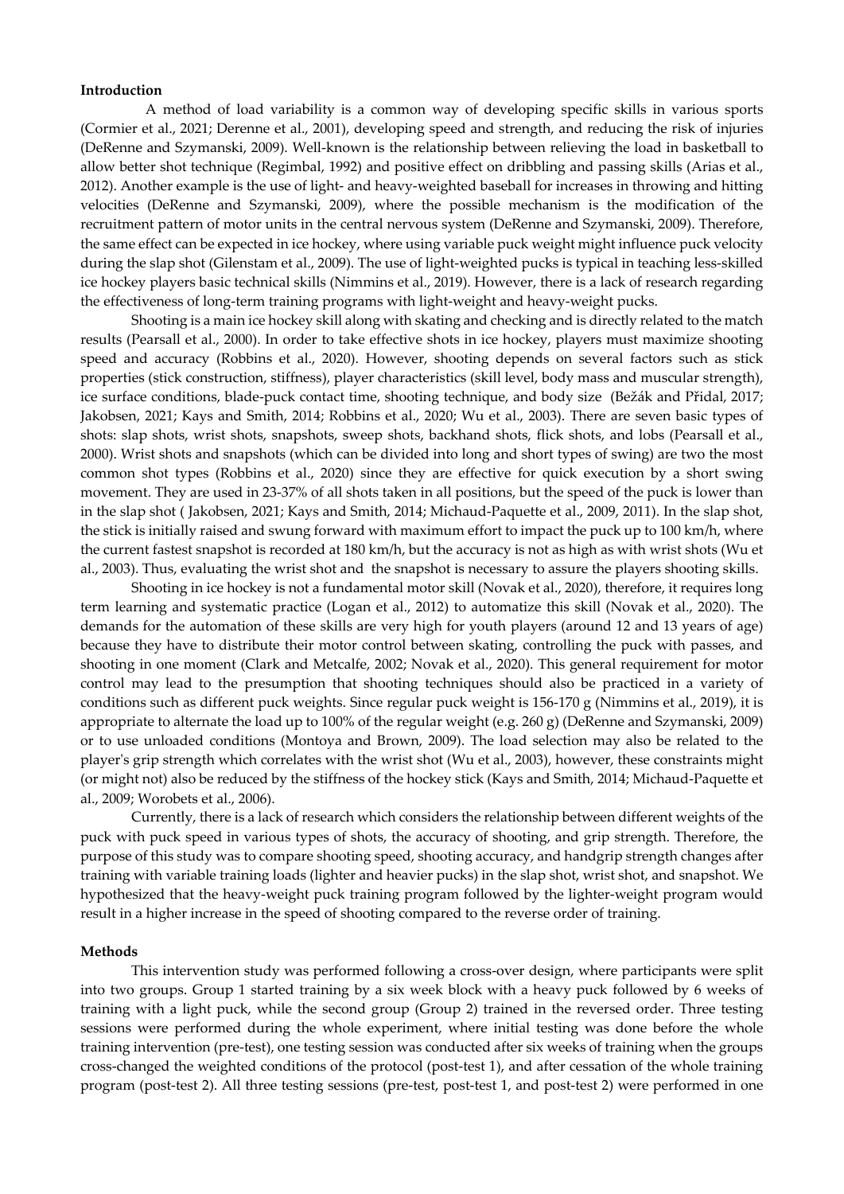## Introduction

A method of load variability is a common way of developing specific skills in various sports (Cormier et al., 2021; Derenne et al., 2001), developing speed and strength, and reducing the risk of injuries (DeRenne and Szymanski, 2009). Well-known is the relationship between relieving the load in basketball to allow better shot technique (Regimbal, 1992) and positive effect on dribbling and passing skills (Arias et al., 2012). Another example is the use of light- and heavy-weighted baseball for increases in throwing and hitting velocities (DeRenne and Szymanski, 2009), where the possible mechanism is the modification of the recruitment pattern of motor units in the central nervous system (DeRenne and Szymanski, 2009). Therefore, the same effect can be expected in ice hockey, where using variable puck weight might influence puck velocity during the slap shot (Gilenstam et al., 2009). The use of light-weighted pucks is typical in teaching less-skilled ice hockey players basic technical skills (Nimmins et al., 2019). However, there is a lack of research regarding the effectiveness of long-term training programs with light-weight and heavy-weight pucks.

Shooting is a main ice hockey skill along with skating and checking and is directly related to the match results (Pearsall et al., 2000). In order to take effective shots in ice hockey, players must maximize shooting speed and accuracy (Robbins et al., 2020). However, shooting depends on several factors such as stick properties (stick construction, stiffness), player characteristics (skill level, body mass and muscular strength), ice surface conditions, blade-puck contact time, shooting technique, and body size (Bežák and Přidal, 2017; Jakobsen, 2021; Kays and Smith, 2014; Robbins et al., 2020; Wu et al., 2003). There are seven basic types of shots: slap shots, wrist shots, snapshots, sweep shots, backhand shots, flick shots, and lobs (Pearsall et al., 2000). Wrist shots and snapshots (which can be divided into long and short types of swing) are two the most common shot types (Robbins et al., 2020) since they are effective for quick execution by a short swing movement. They are used in 23-37% of all shots taken in all positions, but the speed of the puck is lower than in the slap shot ( Jakobsen, 2021; Kays and Smith, 2014; Michaud-Paquette et al., 2009, 2011). In the slap shot, the stick is initially raised and swung forward with maximum effort to impact the puck up to 100 km/h, where the current fastest snapshot is recorded at 180 km/h, but the accuracy is not as high as with wrist shots (Wu et al., 2003). Thus, evaluating the wrist shot and the snapshot is necessary to assure the players shooting skills.

Shooting in ice hockey is not a fundamental motor skill (Novak et al., 2020), therefore, it requires long term learning and systematic practice (Logan et al., 2012) to automatize this skill (Novak et al., 2020). The demands for the automation of these skills are very high for youth players (around 12 and 13 years of age) because they have to distribute their motor control between skating, controlling the puck with passes, and shooting in one moment (Clark and Metcalfe, 2002; Novak et al., 2020). This general requirement for motor control may lead to the presumption that shooting techniques should also be practiced in a variety of conditions such as different puck weights. Since regular puck weight is 156-170 g (Nimmins et al., 2019), it is appropriate to alternate the load up to 100% of the regular weight (e.g. 260 g) (DeRenne and Szymanski, 2009) or to use unloaded conditions (Montoya and Brown, 2009). The load selection may also be related to the player's grip strength which correlates with the wrist shot (Wu et al., 2003), however, these constraints might (or might not) also be reduced by the stiffness of the hockey stick (Kays and Smith, 2014; Michaud-Paquette et al., 2009; Worobets et al., 2006).

Currently, there is a lack of research which considers the relationship between different weights of the puck with puck speed in various types of shots, the accuracy of shooting, and grip strength. Therefore, the purpose of this study was to compare shooting speed, shooting accuracy, and handgrip strength changes after training with variable training loads (lighter and heavier pucks) in the slap shot, wrist shot, and snapshot. We hypothesized that the heavy-weight puck training program followed by the lighter-weight program would result in a higher increase in the speed of shooting compared to the reverse order of training.

## Methods

This intervention study was performed following a cross-over design, where participants were split into two groups. Group 1 started training by a six week block with a heavy puck followed by 6 weeks of training with a light puck, while the second group (Group 2) trained in the reversed order. Three testing sessions were performed during the whole experiment, where initial testing was done before the whole training intervention (pre-test), one testing session was conducted after six weeks of training when the groups cross-changed the weighted conditions of the protocol (post-test 1), and after cessation of the whole training program (post-test 2). All three testing sessions (pre-test, post-test 1, and post-test 2) were performed in one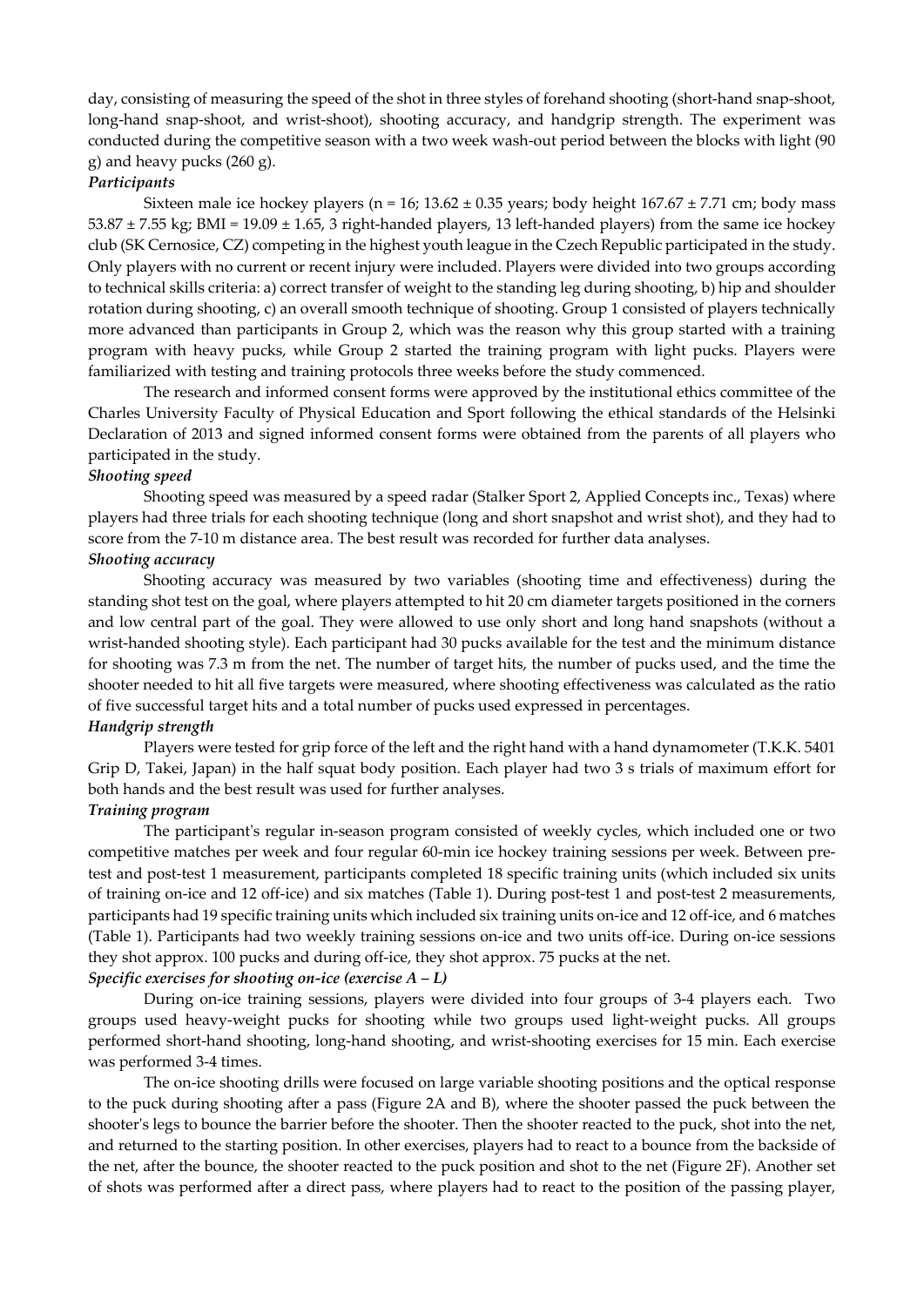day, consisting of measuring the speed of the shot in three styles of forehand shooting (short-hand snap-shoot, long-hand snap-shoot, and wrist-shoot), shooting accuracy, and handgrip strength. The experiment was conducted during the competitive season with a two week wash-out period between the blocks with light (90 g) and heavy pucks (260 g).

***Participants***

Sixteen male ice hockey players (n = 16; 13.62 ± 0.35 years; body height 167.67 ± 7.71 cm; body mass 53.87 ± 7.55 kg; BMI = 19.09 ± 1.65, 3 right-handed players, 13 left-handed players) from the same ice hockey club (SK Cernosice, CZ) competing in the highest youth league in the Czech Republic participated in the study. Only players with no current or recent injury were included. Players were divided into two groups according to technical skills criteria: a) correct transfer of weight to the standing leg during shooting, b) hip and shoulder rotation during shooting, c) an overall smooth technique of shooting. Group 1 consisted of players technically more advanced than participants in Group 2, which was the reason why this group started with a training program with heavy pucks, while Group 2 started the training program with light pucks. Players were familiarized with testing and training protocols three weeks before the study commenced.

The research and informed consent forms were approved by the institutional ethics committee of the Charles University Faculty of Physical Education and Sport following the ethical standards of the Helsinki Declaration of 2013 and signed informed consent forms were obtained from the parents of all players who participated in the study.

***Shooting speed***

Shooting speed was measured by a speed radar (Stalker Sport 2, Applied Concepts inc., Texas) where players had three trials for each shooting technique (long and short snapshot and wrist shot), and they had to score from the 7-10 m distance area. The best result was recorded for further data analyses.

***Shooting accuracy***

Shooting accuracy was measured by two variables (shooting time and effectiveness) during the standing shot test on the goal, where players attempted to hit 20 cm diameter targets positioned in the corners and low central part of the goal. They were allowed to use only short and long hand snapshots (without a wrist-handed shooting style). Each participant had 30 pucks available for the test and the minimum distance for shooting was 7.3 m from the net. The number of target hits, the number of pucks used, and the time the shooter needed to hit all five targets were measured, where shooting effectiveness was calculated as the ratio of five successful target hits and a total number of pucks used expressed in percentages.

***Handgrip strength***

Players were tested for grip force of the left and the right hand with a hand dynamometer (T.K.K. 5401 Grip D, Takei, Japan) in the half squat body position. Each player had two 3 s trials of maximum effort for both hands and the best result was used for further analyses.

***Training program***

The participant's regular in-season program consisted of weekly cycles, which included one or two competitive matches per week and four regular 60-min ice hockey training sessions per week. Between pre-test and post-test 1 measurement, participants completed 18 specific training units (which included six units of training on-ice and 12 off-ice) and six matches (Table 1). During post-test 1 and post-test 2 measurements, participants had 19 specific training units which included six training units on-ice and 12 off-ice, and 6 matches (Table 1). Participants had two weekly training sessions on-ice and two units off-ice. During on-ice sessions they shot approx. 100 pucks and during off-ice, they shot approx. 75 pucks at the net.

***Specific exercises for shooting on-ice (exercise A – L)***

During on-ice training sessions, players were divided into four groups of 3-4 players each. Two groups used heavy-weight pucks for shooting while two groups used light-weight pucks. All groups performed short-hand shooting, long-hand shooting, and wrist-shooting exercises for 15 min. Each exercise was performed 3-4 times.

The on-ice shooting drills were focused on large variable shooting positions and the optical response to the puck during shooting after a pass (Figure 2A and B), where the shooter passed the puck between the shooter's legs to bounce the barrier before the shooter. Then the shooter reacted to the puck, shot into the net, and returned to the starting position. In other exercises, players had to react to a bounce from the backside of the net, after the bounce, the shooter reacted to the puck position and shot to the net (Figure 2F). Another set of shots was performed after a direct pass, where players had to react to the position of the passing player,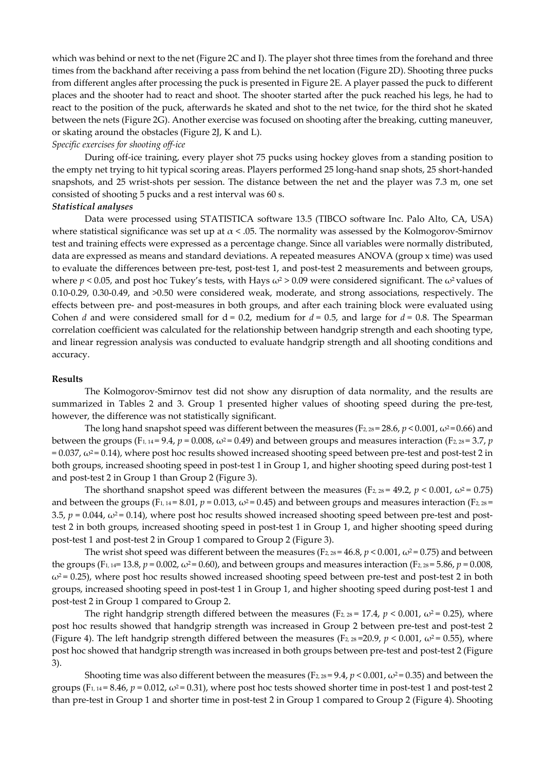which was behind or next to the net (Figure 2C and I). The player shot three times from the forehand and three times from the backhand after receiving a pass from behind the net location (Figure 2D). Shooting three pucks from different angles after processing the puck is presented in Figure 2E. A player passed the puck to different places and the shooter had to react and shoot. The shooter started after the puck reached his legs, he had to react to the position of the puck, afterwards he skated and shot to the net twice, for the third shot he skated between the nets (Figure 2G). Another exercise was focused on shooting after the breaking, cutting maneuver, or skating around the obstacles (Figure 2J, K and L).

*Specific exercises for shooting off-ice*

During off-ice training, every player shot 75 pucks using hockey gloves from a standing position to the empty net trying to hit typical scoring areas. Players performed 25 long-hand snap shots, 25 short-handed snapshots, and 25 wrist-shots per session. The distance between the net and the player was 7.3 m, one set consisted of shooting 5 pucks and a rest interval was 60 s.

***Statistical analyses***

Data were processed using STATISTICA software 13.5 (TIBCO software Inc. Palo Alto, CA, USA) where statistical significance was set up at $\alpha < .05$. The normality was assessed by the Kolmogorov-Smirnov test and training effects were expressed as a percentage change. Since all variables were normally distributed, data are expressed as means and standard deviations. A repeated measures ANOVA (group x time) was used to evaluate the differences between pre-test, post-test 1, and post-test 2 measurements and between groups, where $p < 0.05$, and post hoc Tukey's tests, with Hays $\omega^2 > 0.09$ were considered significant. The $\omega^2$ values of 0.10-0.29, 0.30-0.49, and >0.50 were considered weak, moderate, and strong associations, respectively. The effects between pre- and post-measures in both groups, and after each training block were evaluated using Cohen $d$ and were considered small for $d = 0.2$, medium for $d = 0.5$, and large for $d = 0.8$. The Spearman correlation coefficient was calculated for the relationship between handgrip strength and each shooting type, and linear regression analysis was conducted to evaluate handgrip strength and all shooting conditions and accuracy.

**Results**

The Kolmogorov-Smirnov test did not show any disruption of data normality, and the results are summarized in Tables 2 and 3. Group 1 presented higher values of shooting speed during the pre-test, however, the difference was not statistically significant.

The long hand snapshot speed was different between the measures ($F_{2, 28} = 28.6$, $p < 0.001$, $\omega^2 = 0.66$) and between the groups ($F_{1, 14} = 9.4$, $p = 0.008$, $\omega^2 = 0.49$) and between groups and measures interaction ($F_{2, 28} = 3.7$, $p = 0.037$, $\omega^2 = 0.14$), where post hoc results showed increased shooting speed between pre-test and post-test 2 in both groups, increased shooting speed in post-test 1 in Group 1, and higher shooting speed during post-test 1 and post-test 2 in Group 1 than Group 2 (Figure 3).

The shorthand snapshot speed was different between the measures ($F_{2, 28} = 49.2$, $p < 0.001$, $\omega^2 = 0.75$) and between the groups ($F_{1, 14} = 8.01$, $p = 0.013$, $\omega^2 = 0.45$) and between groups and measures interaction ($F_{2, 28} = 3.5$, $p = 0.044$, $\omega^2 = 0.14$), where post hoc results showed increased shooting speed between pre-test and post-test 2 in both groups, increased shooting speed in post-test 1 in Group 1, and higher shooting speed during post-test 1 and post-test 2 in Group 1 compared to Group 2 (Figure 3).

The wrist shot speed was different between the measures ($F_{2, 28} = 46.8$, $p < 0.001$, $\omega^2 = 0.75$) and between the groups ($F_{1, 14} = 13.8$, $p = 0.002$, $\omega^2 = 0.60$), and between groups and measures interaction ($F_{2, 28} = 5.86$, $p = 0.008$, $\omega^2 = 0.25$), where post hoc results showed increased shooting speed between pre-test and post-test 2 in both groups, increased shooting speed in post-test 1 in Group 1, and higher shooting speed during post-test 1 and post-test 2 in Group 1 compared to Group 2.

The right handgrip strength differed between the measures ($F_{2, 28} = 17.4$, $p < 0.001$, $\omega^2 = 0.25$), where post hoc results showed that handgrip strength was increased in Group 2 between pre-test and post-test 2 (Figure 4). The left handgrip strength differed between the measures ($F_{2, 28} = 20.9$, $p < 0.001$, $\omega^2 = 0.55$), where post hoc showed that handgrip strength was increased in both groups between pre-test and post-test 2 (Figure 3).

Shooting time was also different between the measures ($F_{2, 28} = 9.4$, $p < 0.001$, $\omega^2 = 0.35$) and between the groups ($F_{1, 14} = 8.46$, $p = 0.012$, $\omega^2 = 0.31$), where post hoc tests showed shorter time in post-test 1 and post-test 2 than pre-test in Group 1 and shorter time in post-test 2 in Group 1 compared to Group 2 (Figure 4). Shooting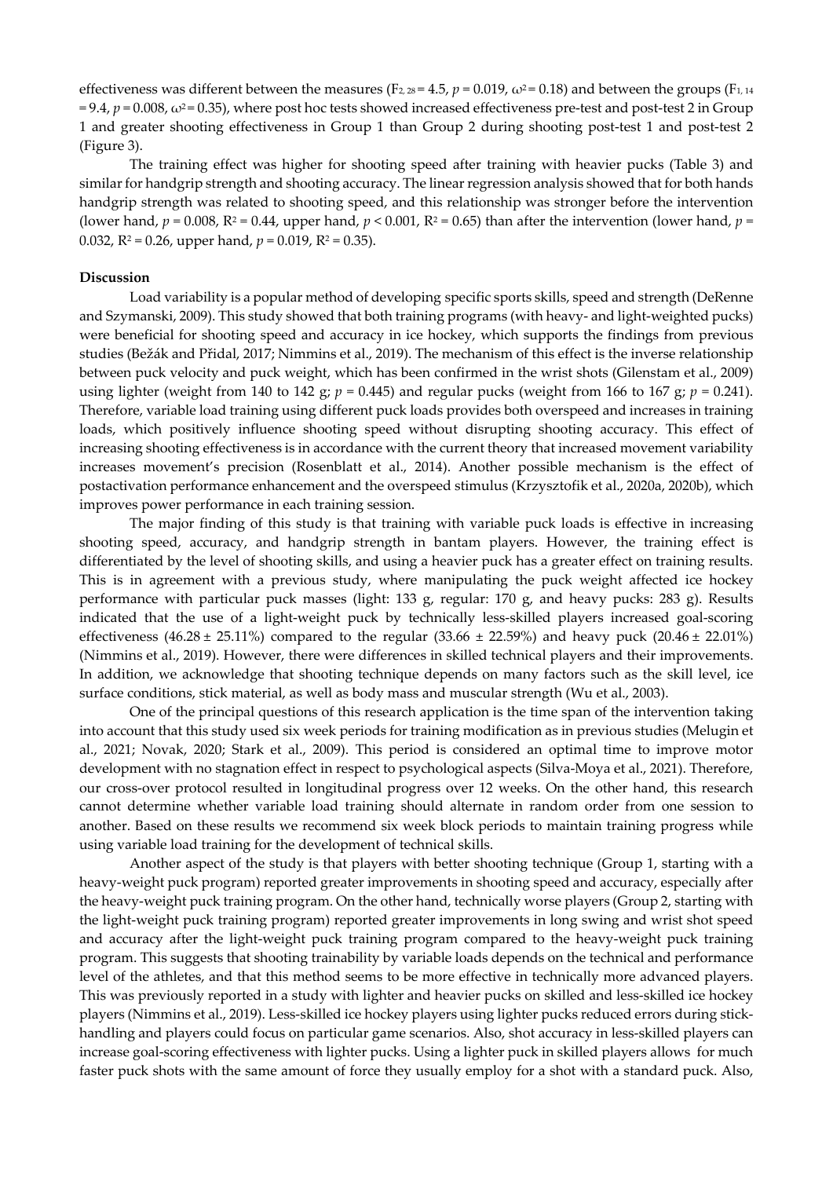effectiveness was different between the measures ($F_{2,28} = 4.5$, $p = 0.019$, $\omega^2 = 0.18$) and between the groups ($F_{1,14} = 9.4$, $p = 0.008$, $\omega^2 = 0.35$), where post hoc tests showed increased effectiveness pre-test and post-test 2 in Group 1 and greater shooting effectiveness in Group 1 than Group 2 during shooting post-test 1 and post-test 2 (Figure 3).

The training effect was higher for shooting speed after training with heavier pucks (Table 3) and similar for handgrip strength and shooting accuracy. The linear regression analysis showed that for both hands handgrip strength was related to shooting speed, and this relationship was stronger before the intervention (lower hand, $p = 0.008$, $R^2 = 0.44$, upper hand, $p < 0.001$, $R^2 = 0.65$) than after the intervention (lower hand, $p = 0.032$, $R^2 = 0.26$, upper hand, $p = 0.019$, $R^2 = 0.35$).

**Discussion**

Load variability is a popular method of developing specific sports skills, speed and strength (DeRenne and Szymanski, 2009). This study showed that both training programs (with heavy- and light-weighted pucks) were beneficial for shooting speed and accuracy in ice hockey, which supports the findings from previous studies (Bežák and Přidal, 2017; Nimmins et al., 2019). The mechanism of this effect is the inverse relationship between puck velocity and puck weight, which has been confirmed in the wrist shots (Gilenstam et al., 2009) using lighter (weight from 140 to 142 g; $p = 0.445$) and regular pucks (weight from 166 to 167 g; $p = 0.241$). Therefore, variable load training using different puck loads provides both overspeed and increases in training loads, which positively influence shooting speed without disrupting shooting accuracy. This effect of increasing shooting effectiveness is in accordance with the current theory that increased movement variability increases movement's precision (Rosenblatt et al., 2014). Another possible mechanism is the effect of postactivation performance enhancement and the overspeed stimulus (Krzysztofik et al., 2020a, 2020b), which improves power performance in each training session.

The major finding of this study is that training with variable puck loads is effective in increasing shooting speed, accuracy, and handgrip strength in bantam players. However, the training effect is differentiated by the level of shooting skills, and using a heavier puck has a greater effect on training results. This is in agreement with a previous study, where manipulating the puck weight affected ice hockey performance with particular puck masses (light: 133 g, regular: 170 g, and heavy pucks: 283 g). Results indicated that the use of a light-weight puck by technically less-skilled players increased goal-scoring effectiveness (46.28 ± 25.11%) compared to the regular (33.66 ± 22.59%) and heavy puck (20.46 ± 22.01%) (Nimmins et al., 2019). However, there were differences in skilled technical players and their improvements. In addition, we acknowledge that shooting technique depends on many factors such as the skill level, ice surface conditions, stick material, as well as body mass and muscular strength (Wu et al., 2003).

One of the principal questions of this research application is the time span of the intervention taking into account that this study used six week periods for training modification as in previous studies (Melugin et al., 2021; Novak, 2020; Stark et al., 2009). This period is considered an optimal time to improve motor development with no stagnation effect in respect to psychological aspects (Silva-Moya et al., 2021). Therefore, our cross-over protocol resulted in longitudinal progress over 12 weeks. On the other hand, this research cannot determine whether variable load training should alternate in random order from one session to another. Based on these results we recommend six week block periods to maintain training progress while using variable load training for the development of technical skills.

Another aspect of the study is that players with better shooting technique (Group 1, starting with a heavy-weight puck program) reported greater improvements in shooting speed and accuracy, especially after the heavy-weight puck training program. On the other hand, technically worse players (Group 2, starting with the light-weight puck training program) reported greater improvements in long swing and wrist shot speed and accuracy after the light-weight puck training program compared to the heavy-weight puck training program. This suggests that shooting trainability by variable loads depends on the technical and performance level of the athletes, and that this method seems to be more effective in technically more advanced players. This was previously reported in a study with lighter and heavier pucks on skilled and less-skilled ice hockey players (Nimmins et al., 2019). Less-skilled ice hockey players using lighter pucks reduced errors during stick-handling and players could focus on particular game scenarios. Also, shot accuracy in less-skilled players can increase goal-scoring effectiveness with lighter pucks. Using a lighter puck in skilled players allows for much faster puck shots with the same amount of force they usually employ for a shot with a standard puck. Also,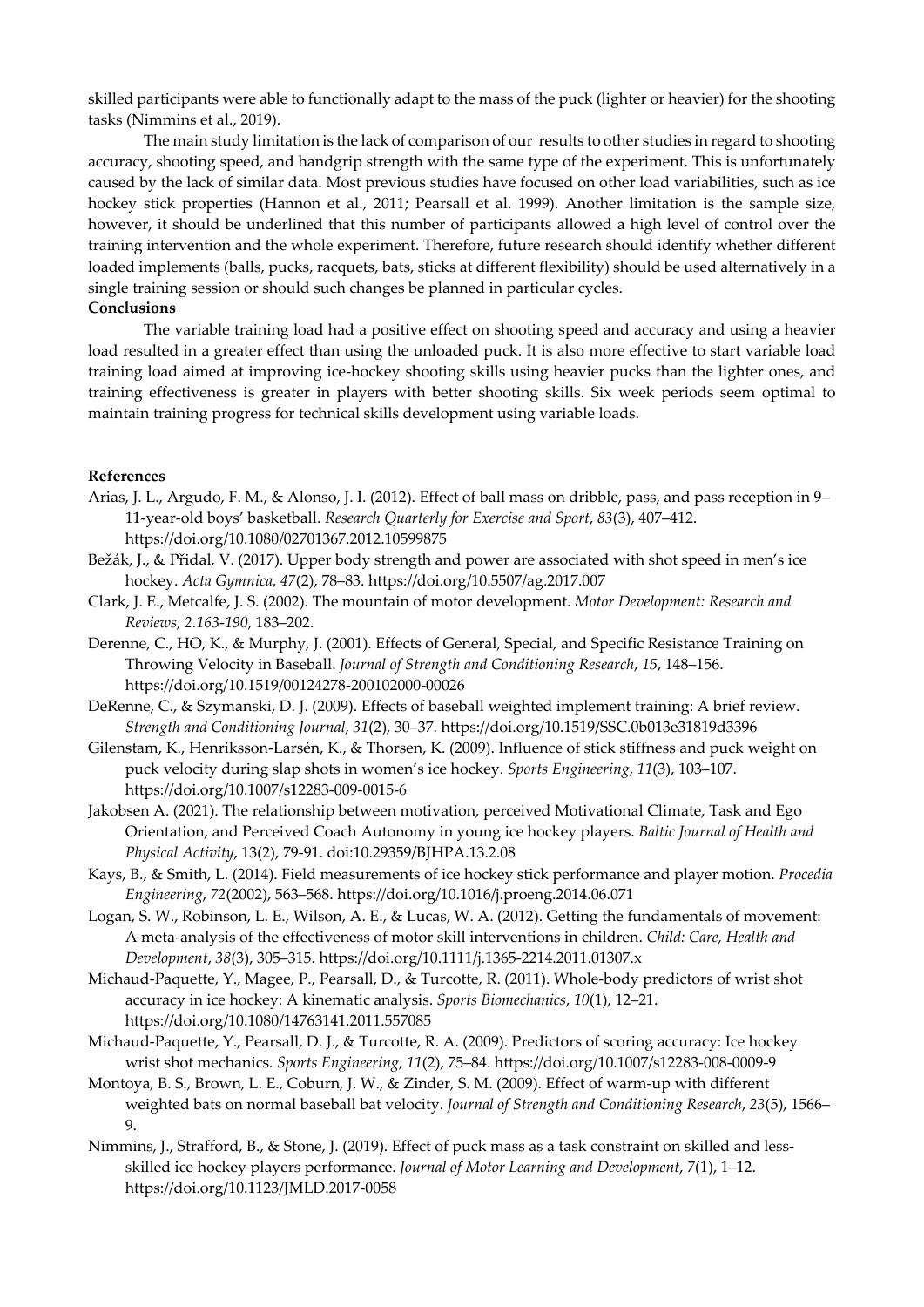skilled participants were able to functionally adapt to the mass of the puck (lighter or heavier) for the shooting tasks (Nimmins et al., 2019).

The main study limitation is the lack of comparison of our results to other studies in regard to shooting accuracy, shooting speed, and handgrip strength with the same type of the experiment. This is unfortunately caused by the lack of similar data. Most previous studies have focused on other load variabilities, such as ice hockey stick properties (Hannon et al., 2011; Pearsall et al. 1999). Another limitation is the sample size, however, it should be underlined that this number of participants allowed a high level of control over the training intervention and the whole experiment. Therefore, future research should identify whether different loaded implements (balls, pucks, racquets, bats, sticks at different flexibility) should be used alternatively in a single training session or should such changes be planned in particular cycles.

**Conclusions**

The variable training load had a positive effect on shooting speed and accuracy and using a heavier load resulted in a greater effect than using the unloaded puck. It is also more effective to start variable load training load aimed at improving ice-hockey shooting skills using heavier pucks than the lighter ones, and training effectiveness is greater in players with better shooting skills. Six week periods seem optimal to maintain training progress for technical skills development using variable loads.

**References**

Arias, J. L., Argudo, F. M., & Alonso, J. I. (2012). Effect of ball mass on dribble, pass, and pass reception in 9–11-year-old boys' basketball. *Research Quarterly for Exercise and Sport*, *83*(3), 407–412. https://doi.org/10.1080/02701367.2012.10599875

Bežák, J., & Přidal, V. (2017). Upper body strength and power are associated with shot speed in men's ice hockey. *Acta Gymnica*, *47*(2), 78–83. https://doi.org/10.5507/ag.2017.007

Clark, J. E., Metcalfe, J. S. (2002). The mountain of motor development. *Motor Development: Research and Reviews*, *2.163-190*, 183–202.

Derenne, C., HO, K., & Murphy, J. (2001). Effects of General, Special, and Specific Resistance Training on Throwing Velocity in Baseball. *Journal of Strength and Conditioning Research*, *15*, 148–156. https://doi.org/10.1519/00124278-200102000-00026

DeRenne, C., & Szymanski, D. J. (2009). Effects of baseball weighted implement training: A brief review. *Strength and Conditioning Journal*, *31*(2), 30–37. https://doi.org/10.1519/SSC.0b013e31819d3396

Gilenstam, K., Henriksson-Larsén, K., & Thorsen, K. (2009). Influence of stick stiffness and puck weight on puck velocity during slap shots in women's ice hockey. *Sports Engineering*, *11*(3), 103–107. https://doi.org/10.1007/s12283-009-0015-6

Jakobsen A. (2021). The relationship between motivation, perceived Motivational Climate, Task and Ego Orientation, and Perceived Coach Autonomy in young ice hockey players. *Baltic Journal of Health and Physical Activity*, 13(2), 79-91. doi:10.29359/BJHPA.13.2.08

Kays, B., & Smith, L. (2014). Field measurements of ice hockey stick performance and player motion. *Procedia Engineering*, *72*(2002), 563–568. https://doi.org/10.1016/j.proeng.2014.06.071

Logan, S. W., Robinson, L. E., Wilson, A. E., & Lucas, W. A. (2012). Getting the fundamentals of movement: A meta-analysis of the effectiveness of motor skill interventions in children. *Child: Care, Health and Development*, *38*(3), 305–315. https://doi.org/10.1111/j.1365-2214.2011.01307.x

Michaud-Paquette, Y., Magee, P., Pearsall, D., & Turcotte, R. (2011). Whole-body predictors of wrist shot accuracy in ice hockey: A kinematic analysis. *Sports Biomechanics*, *10*(1), 12–21. https://doi.org/10.1080/14763141.2011.557085

Michaud-Paquette, Y., Pearsall, D. J., & Turcotte, R. A. (2009). Predictors of scoring accuracy: Ice hockey wrist shot mechanics. *Sports Engineering*, *11*(2), 75–84. https://doi.org/10.1007/s12283-008-0009-9

Montoya, B. S., Brown, L. E., Coburn, J. W., & Zinder, S. M. (2009). Effect of warm-up with different weighted bats on normal baseball bat velocity. *Journal of Strength and Conditioning Research*, *23*(5), 1566–9.

Nimmins, J., Strafford, B., & Stone, J. (2019). Effect of puck mass as a task constraint on skilled and less-skilled ice hockey players performance. *Journal of Motor Learning and Development*, *7*(1), 1–12. https://doi.org/10.1123/JMLD.2017-0058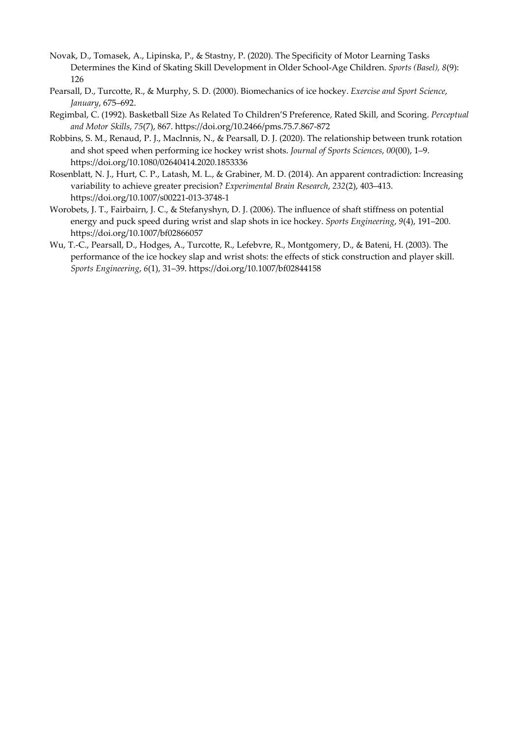Novak, D., Tomasek, A., Lipinska, P., & Stastny, P. (2020). The Specificity of Motor Learning Tasks Determines the Kind of Skating Skill Development in Older School-Age Children. *Sports (Basel), 8*(9): 126

Pearsall, D., Turcotte, R., & Murphy, S. D. (2000). Biomechanics of ice hockey. *Exercise and Sport Science*, *January*, 675–692.

Regimbal, C. (1992). Basketball Size As Related To Children'S Preference, Rated Skill, and Scoring. *Perceptual and Motor Skills*, *75*(7), 867. https://doi.org/10.2466/pms.75.7.867-872

Robbins, S. M., Renaud, P. J., MacInnis, N., & Pearsall, D. J. (2020). The relationship between trunk rotation and shot speed when performing ice hockey wrist shots. *Journal of Sports Sciences*, *00*(00), 1–9. https://doi.org/10.1080/02640414.2020.1853336

Rosenblatt, N. J., Hurt, C. P., Latash, M. L., & Grabiner, M. D. (2014). An apparent contradiction: Increasing variability to achieve greater precision? *Experimental Brain Research*, *232*(2), 403–413. https://doi.org/10.1007/s00221-013-3748-1

Worobets, J. T., Fairbairn, J. C., & Stefanyshyn, D. J. (2006). The influence of shaft stiffness on potential energy and puck speed during wrist and slap shots in ice hockey. *Sports Engineering*, *9*(4), 191–200. https://doi.org/10.1007/bf02866057

Wu, T.-C., Pearsall, D., Hodges, A., Turcotte, R., Lefebvre, R., Montgomery, D., & Bateni, H. (2003). The performance of the ice hockey slap and wrist shots: the effects of stick construction and player skill. *Sports Engineering*, *6*(1), 31–39. https://doi.org/10.1007/bf02844158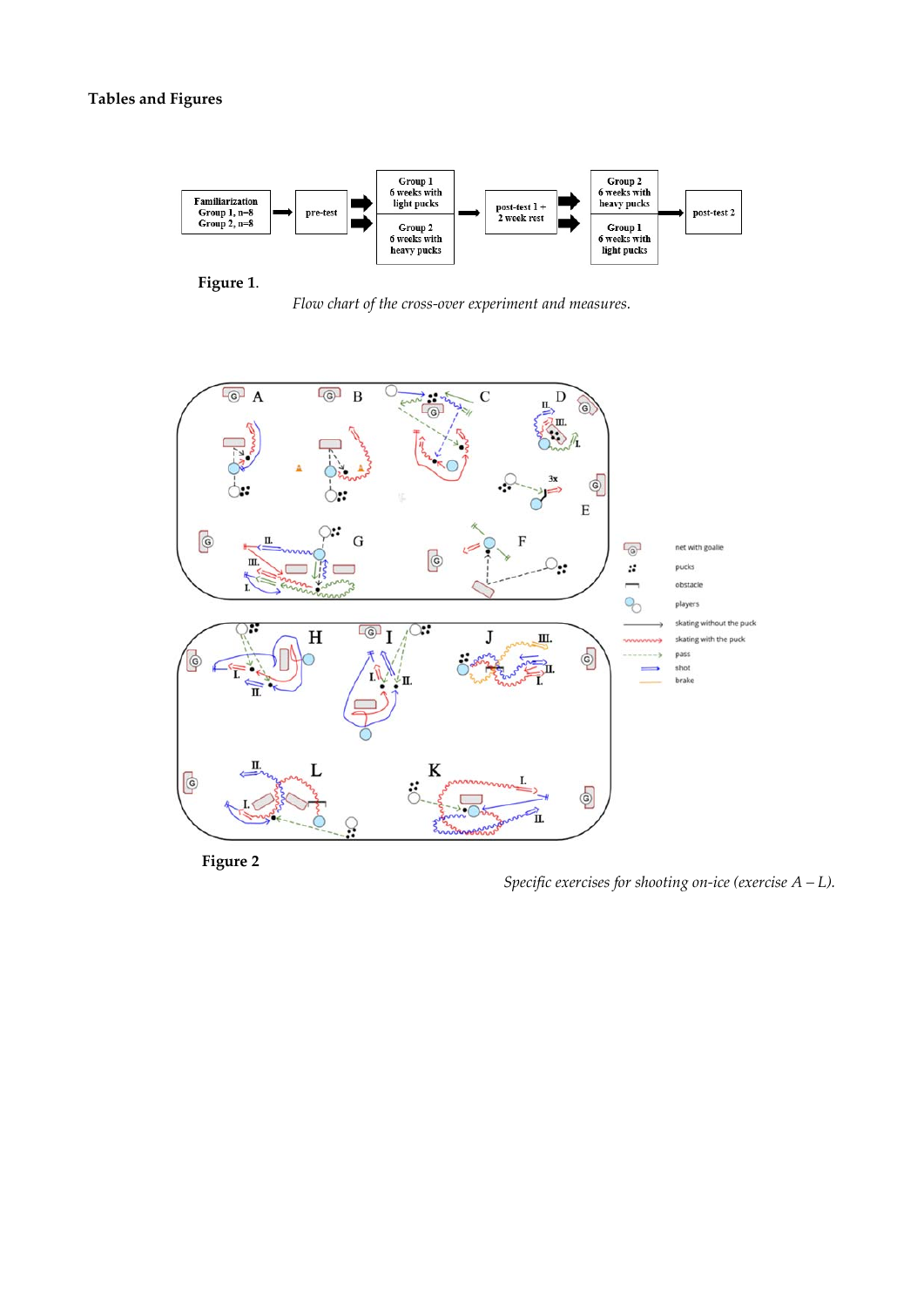**Tables and Figures**

| Familiarization Group 1, n=8 Group 2, n=8 | → | pre-test | → | Group 1 6 weeks with light pucks / Group 2 6 weeks with heavy pucks | → | post-test 1 + 2 week rest | → | Group 2 6 weeks with heavy pucks / Group 1 6 weeks with light pucks | → | post-test 2 |
|---|---|---|---|---|---|---|---|---|---|---|

**Figure 1**. *Flow chart of the cross-over experiment and measures.*

**Figure 2** *Specific exercises for shooting on-ice (exercise A – L).*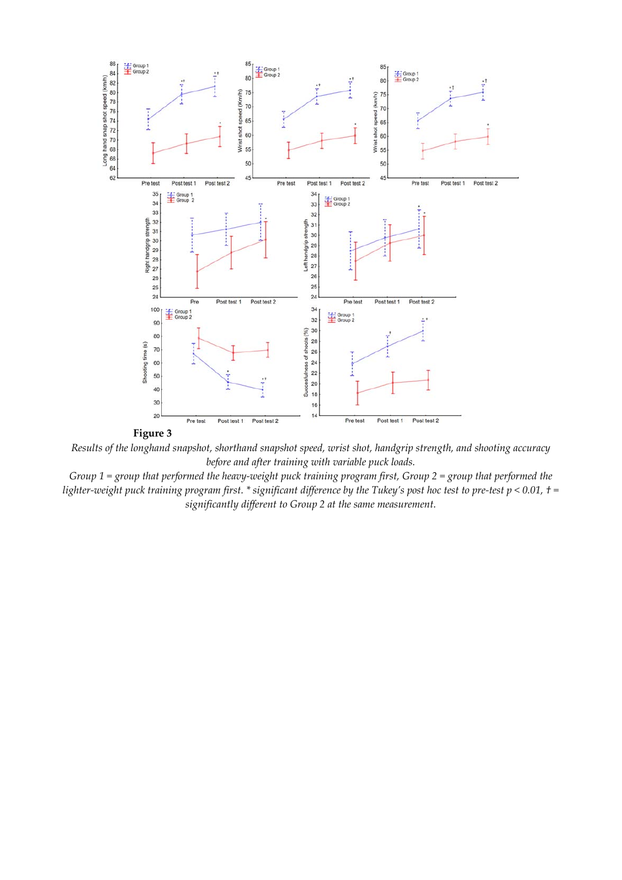**Figure 3**

*Results of the longhand snapshot, shorthand snapshot speed, wrist shot, handgrip strength, and shooting accuracy before and after training with variable puck loads.*

*Group 1 = group that performed the heavy-weight puck training program first, Group 2 = group that performed the lighter-weight puck training program first. * significant difference by the Tukey's post hoc test to pre-test p < 0.01, † = significantly different to Group 2 at the same measurement.*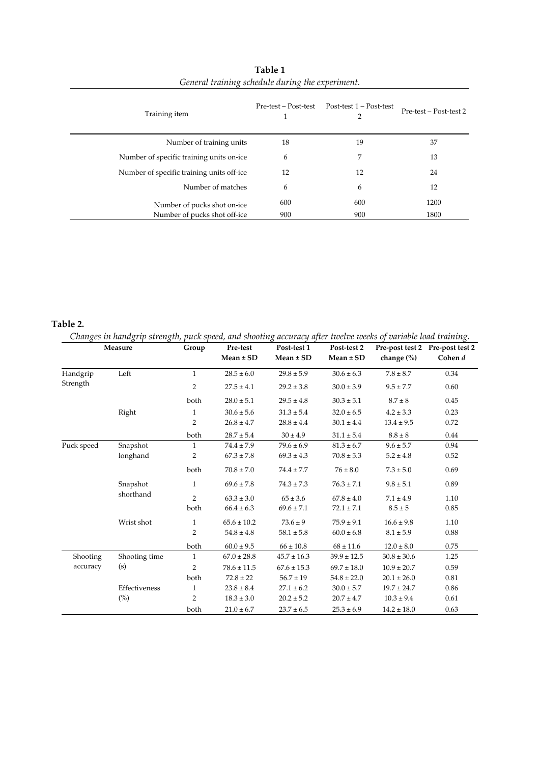**Table 1**

*General training schedule during the experiment.*

| Training item | Pre-test – Post-test 1 | Post-test 1 – Post-test 2 | Pre-test – Post-test 2 |
|---|---|---|---|
| Number of training units | 18 | 19 | 37 |
| Number of specific training units on-ice | 6 | 7 | 13 |
| Number of specific training units off-ice | 12 | 12 | 24 |
| Number of matches | 6 | 6 | 12 |
| Number of pucks shot on-ice | 600 | 600 | 1200 |
| Number of pucks shot off-ice | 900 | 900 | 1800 |

**Table 2.**

*Changes in handgrip strength, puck speed, and shooting accuracy after twelve weeks of variable load training.*

| Measure | | Group | Pre-test Mean ± SD | Post-test 1 Mean ± SD | Post-test 2 Mean ± SD | Pre-post test 2 change (%) | Pre-post test 2 Cohen *d* |
|---|---|---|---|---|---|---|---|
| Handgrip Strength | Left | 1 | 28.5 ± 6.0 | 29.8 ± 5.9 | 30.6 ± 6.3 | 7.8 ± 8.7 | 0.34 |
| | | 2 | 27.5 ± 4.1 | 29.2 ± 3.8 | 30.0 ± 3.9 | 9.5 ± 7.7 | 0.60 |
| | | both | 28.0 ± 5.1 | 29.5 ± 4.8 | 30.3 ± 5.1 | 8.7 ± 8 | 0.45 |
| | Right | 1 | 30.6 ± 5.6 | 31.3 ± 5.4 | 32.0 ± 6.5 | 4.2 ± 3.3 | 0.23 |
| | | 2 | 26.8 ± 4.7 | 28.8 ± 4.4 | 30.1 ± 4.4 | 13.4 ± 9.5 | 0.72 |
| | | both | 28.7 ± 5.4 | 30 ± 4.9 | 31.1 ± 5.4 | 8.8 ± 8 | 0.44 |
| Puck speed | Snapshot longhand | 1 | 74.4 ± 7.9 | 79.6 ± 6.9 | 81.3 ± 6.7 | 9.6 ± 5.7 | 0.94 |
| | | 2 | 67.3 ± 7.8 | 69.3 ± 4.3 | 70.8 ± 5.3 | 5.2 ± 4.8 | 0.52 |
| | | both | 70.8 ± 7.0 | 74.4 ± 7.7 | 76 ± 8.0 | 7.3 ± 5.0 | 0.69 |
| | Snapshot shorthand | 1 | 69.6 ± 7.8 | 74.3 ± 7.3 | 76.3 ± 7.1 | 9.8 ± 5.1 | 0.89 |
| | | 2 | 63.3 ± 3.0 | 65 ± 3.6 | 67.8 ± 4.0 | 7.1 ± 4.9 | 1.10 |
| | | both | 66.4 ± 6.3 | 69.6 ± 7.1 | 72.1 ± 7.1 | 8.5 ± 5 | 0.85 |
| | Wrist shot | 1 | 65.6 ± 10.2 | 73.6 ± 9 | 75.9 ± 9.1 | 16.6 ± 9.8 | 1.10 |
| | | 2 | 54.8 ± 4.8 | 58.1 ± 5.8 | 60.0 ± 6.8 | 8.1 ± 5.9 | 0.88 |
| | | both | 60.0 ± 9.5 | 66 ± 10.8 | 68 ± 11.6 | 12.0 ± 8.0 | 0.75 |
| Shooting accuracy | Shooting time (s) | 1 | 67.0 ± 28.8 | 45.7 ± 16.3 | 39.9 ± 12.5 | 30.8 ± 30.6 | 1.25 |
| | | 2 | 78.6 ± 11.5 | 67.6 ± 15.3 | 69.7 ± 18.0 | 10.9 ± 20.7 | 0.59 |
| | | both | 72.8 ± 22 | 56.7 ± 19 | 54.8 ± 22.0 | 20.1 ± 26.0 | 0.81 |
| | Effectiveness (%) | 1 | 23.8 ± 8.4 | 27.1 ± 6.2 | 30.0 ± 5.7 | 19.7 ± 24.7 | 0.86 |
| | | 2 | 18.3 ± 3.0 | 20.2 ± 5.2 | 20.7 ± 4.7 | 10.3 ± 9.4 | 0.61 |
| | | both | 21.0 ± 6.7 | 23.7 ± 6.5 | 25.3 ± 6.9 | 14.2 ± 18.0 | 0.63 |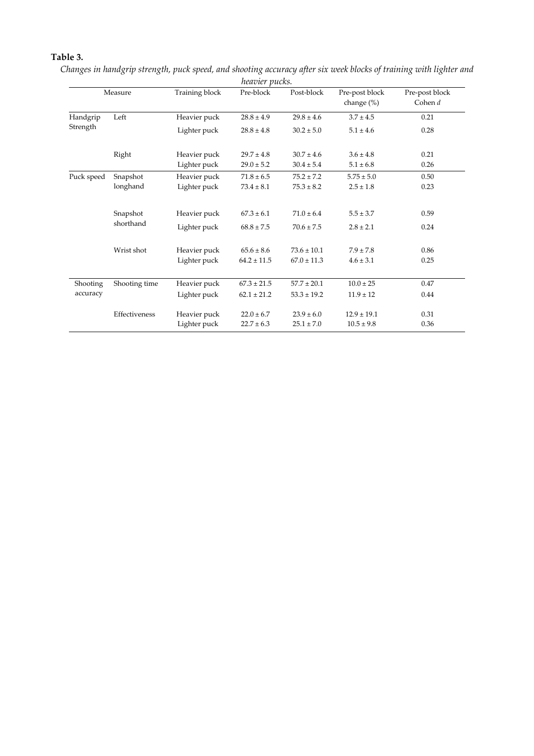**Table 3.**

*Changes in handgrip strength, puck speed, and shooting accuracy after six week blocks of training with lighter and heavier pucks.*

| Measure | | Training block | Pre-block | Post-block | Pre-post block change (%) | Pre-post block Cohen *d* |
|---|---|---|---|---|---|---|
| Handgrip Strength | Left | Heavier puck | 28.8 ± 4.9 | 29.8 ± 4.6 | 3.7 ± 4.5 | 0.21 |
| | | Lighter puck | 28.8 ± 4.8 | 30.2 ± 5.0 | 5.1 ± 4.6 | 0.28 |
| | Right | Heavier puck | 29.7 ± 4.8 | 30.7 ± 4.6 | 3.6 ± 4.8 | 0.21 |
| | | Lighter puck | 29.0 ± 5.2 | 30.4 ± 5.4 | 5.1 ± 6.8 | 0.26 |
| Puck speed | Snapshot longhand | Heavier puck | 71.8 ± 6.5 | 75.2 ± 7.2 | 5.75 ± 5.0 | 0.50 |
| | | Lighter puck | 73.4 ± 8.1 | 75.3 ± 8.2 | 2.5 ± 1.8 | 0.23 |
| | Snapshot shorthand | Heavier puck | 67.3 ± 6.1 | 71.0 ± 6.4 | 5.5 ± 3.7 | 0.59 |
| | | Lighter puck | 68.8 ± 7.5 | 70.6 ± 7.5 | 2.8 ± 2.1 | 0.24 |
| | Wrist shot | Heavier puck | 65.6 ± 8.6 | 73.6 ± 10.1 | 7.9 ± 7.8 | 0.86 |
| | | Lighter puck | 64.2 ± 11.5 | 67.0 ± 11.3 | 4.6 ± 3.1 | 0.25 |
| Shooting accuracy | Shooting time | Heavier puck | 67.3 ± 21.5 | 57.7 ± 20.1 | 10.0 ± 25 | 0.47 |
| | | Lighter puck | 62.1 ± 21.2 | 53.3 ± 19.2 | 11.9 ± 12 | 0.44 |
| | Effectiveness | Heavier puck | 22.0 ± 6.7 | 23.9 ± 6.0 | 12.9 ± 19.1 | 0.31 |
| | | Lighter puck | 22.7 ± 6.3 | 25.1 ± 7.0 | 10.5 ± 9.8 | 0.36 |